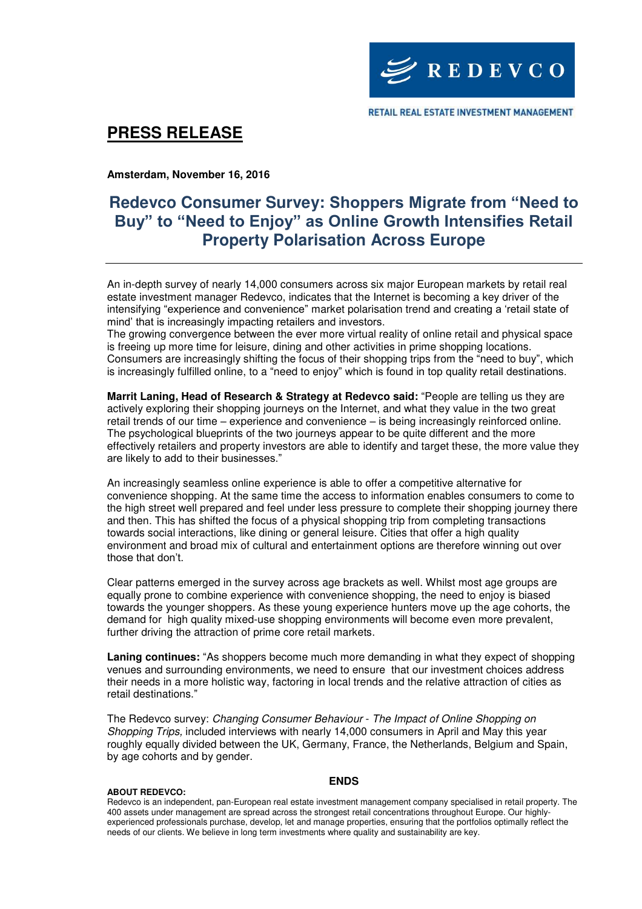REDEVCO

RETAIL REAL ESTATE INVESTMENT MANAGEMENT

# PRESS RELEASE

**Amsterdam, November 16, 2016**

## Redevco Consumer Survey: Shoppers Migrate from "Need to Buy" to "Need to Enjoy" as Online Growth Intensifies Retail Property Polarisation Across Europe

---

An in-depth survey of nearly 14,000 consumers across six major European markets by retail real estate investment manager Redevco, indicates that the Internet is becoming a key driver of the intensifying "experience and convenience" market polarisation trend and creating a 'retail state of mind' that is increasingly impacting retailers and investors.
The growing convergence between the ever more virtual reality of online retail and physical space is freeing up more time for leisure, dining and other activities in prime shopping locations. Consumers are increasingly shifting the focus of their shopping trips from the "need to buy", which is increasingly fulfilled online, to a "need to enjoy" which is found in top quality retail destinations.

**Marrit Laning, Head of Research & Strategy at Redevco said:** "People are telling us they are actively exploring their shopping journeys on the Internet, and what they value in the two great retail trends of our time – experience and convenience – is being increasingly reinforced online. The psychological blueprints of the two journeys appear to be quite different and the more effectively retailers and property investors are able to identify and target these, the more value they are likely to add to their businesses."

An increasingly seamless online experience is able to offer a competitive alternative for convenience shopping. At the same time the access to information enables consumers to come to the high street well prepared and feel under less pressure to complete their shopping journey there and then. This has shifted the focus of a physical shopping trip from completing transactions towards social interactions, like dining or general leisure. Cities that offer a high quality environment and broad mix of cultural and entertainment options are therefore winning out over those that don't.

Clear patterns emerged in the survey across age brackets as well. Whilst most age groups are equally prone to combine experience with convenience shopping, the need to enjoy is biased towards the younger shoppers. As these young experience hunters move up the age cohorts, the demand for high quality mixed-use shopping environments will become even more prevalent, further driving the attraction of prime core retail markets.

**Laning continues:** "As shoppers become much more demanding in what they expect of shopping venues and surrounding environments, we need to ensure that our investment choices address their needs in a more holistic way, factoring in local trends and the relative attraction of cities as retail destinations."

The Redevco survey: *Changing Consumer Behaviour - The Impact of Online Shopping on Shopping Trips,* included interviews with nearly 14,000 consumers in April and May this year roughly equally divided between the UK, Germany, France, the Netherlands, Belgium and Spain, by age cohorts and by gender.

**ENDS**

**ABOUT REDEVCO:**
Redevco is an independent, pan-European real estate investment management company specialised in retail property. The 400 assets under management are spread across the strongest retail concentrations throughout Europe. Our highly-experienced professionals purchase, develop, let and manage properties, ensuring that the portfolios optimally reflect the needs of our clients. We believe in long term investments where quality and sustainability are key.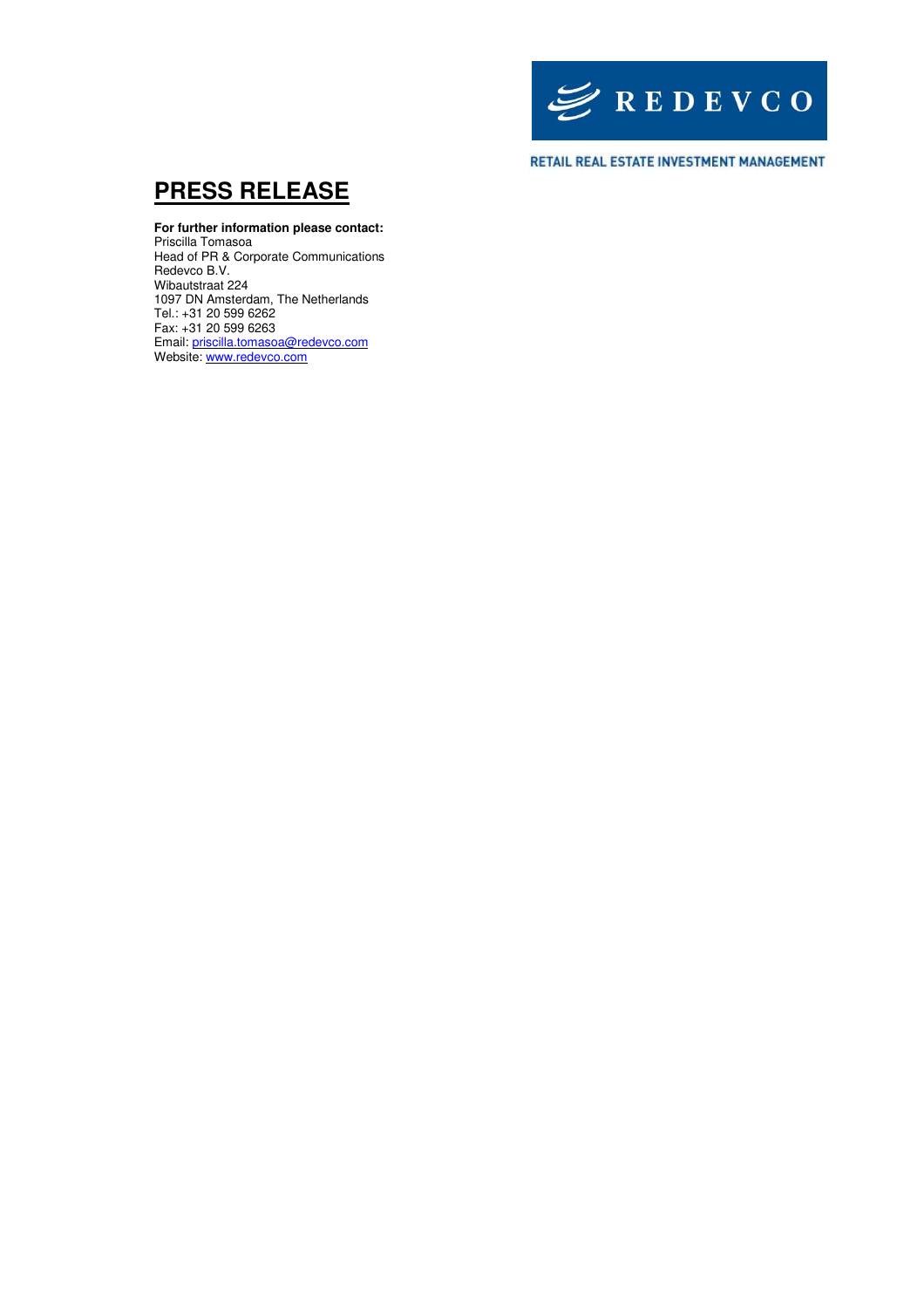REDEVCO

RETAIL REAL ESTATE INVESTMENT MANAGEMENT

# PRESS RELEASE

**For further information please contact:**
Priscilla Tomasoa
Head of PR & Corporate Communications
Redevco B.V.
Wibautstraat 224
1097 DN Amsterdam, The Netherlands
Tel.: +31 20 599 6262
Fax: +31 20 599 6263
Email: priscilla.tomasoa@redevco.com
Website: www.redevco.com